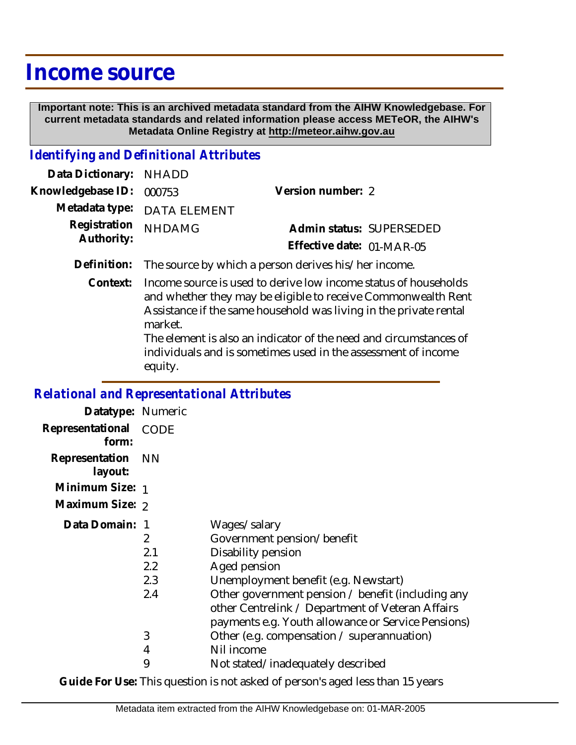# Income source

**Important note: This is an archived metadata standard from the AIHW Knowledgebase. For current metadata standards and related information please access METeOR, the AIHW's Metadata Online Registry at http://meteor.aihw.gov.au**

## *Identifying and Definitional Attributes*

| | | | |
|---|---|---|---|
| **Data Dictionary:** | NHADD | | |
| **Knowledgebase ID:** | 000753 | **Version number:** | 2 |
| **Metadata type:** | DATA ELEMENT | | |
| **Registration Authority:** | NHDAMG | **Admin status:** | SUPERSEDED |
| | | **Effective date:** | 01-MAR-05 |

**Definition:** The source by which a person derives his/her income.

**Context:** Income source is used to derive low income status of households and whether they may be eligible to receive Commonwealth Rent Assistance if the same household was living in the private rental market.
The element is also an indicator of the need and circumstances of individuals and is sometimes used in the assessment of income equity.

## *Relational and Representational Attributes*

**Datatype:** Numeric

**Representational form:** CODE

**Representation layout:** NN

**Minimum Size:** 1

**Maximum Size:** 2

**Data Domain:**

| Code | Description |
|---|---|
| 1 | Wages/salary |
| 2 | Government pension/benefit |
| 2.1 | Disability pension |
| 2.2 | Aged pension |
| 2.3 | Unemployment benefit (e.g. Newstart) |
| 2.4 | Other government pension / benefit (including any other Centrelink / Department of Veteran Affairs payments e.g. Youth allowance or Service Pensions) |
| 3 | Other (e.g. compensation / superannuation) |
| 4 | Nil income |
| 9 | Not stated/inadequately described |

**Guide For Use:** This question is not asked of person's aged less than 15 years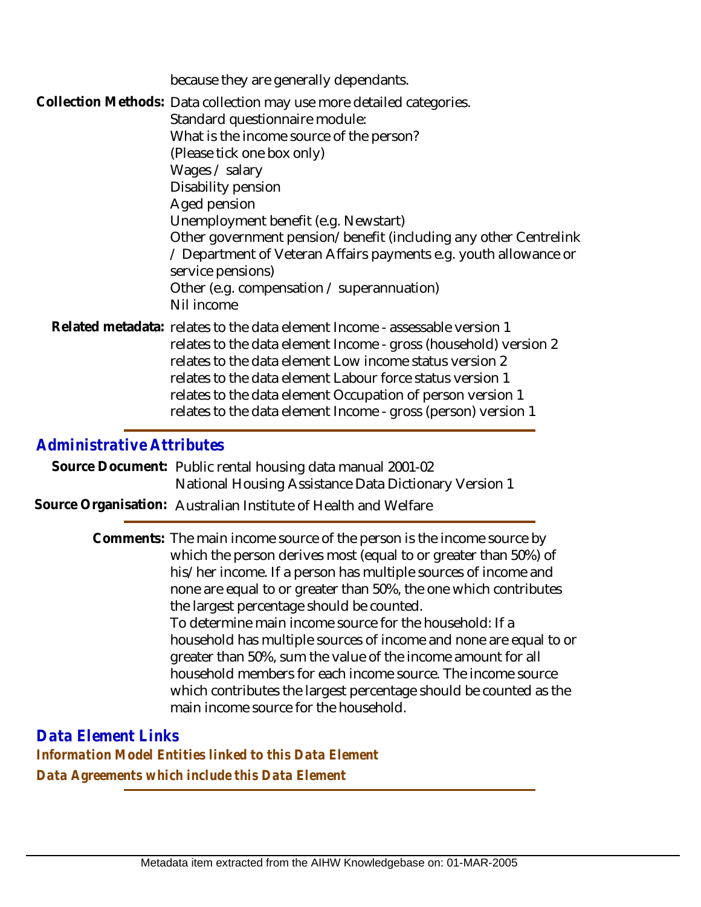because they are generally dependants.

**Collection Methods:** Data collection may use more detailed categories.
Standard questionnaire module:
What is the income source of the person?
(Please tick one box only)
Wages / salary
Disability pension
Aged pension
Unemployment benefit (e.g. Newstart)
Other government pension/benefit (including any other Centrelink / Department of Veteran Affairs payments e.g. youth allowance or service pensions)
Other (e.g. compensation / superannuation)
Nil income

**Related metadata:** relates to the data element Income - assessable version 1
relates to the data element Income - gross (household) version 2
relates to the data element Low income status version 2
relates to the data element Labour force status version 1
relates to the data element Occupation of person version 1
relates to the data element Income - gross (person) version 1

## Administrative Attributes

**Source Document:** Public rental housing data manual 2001-02
National Housing Assistance Data Dictionary Version 1

**Source Organisation:** Australian Institute of Health and Welfare

**Comments:** The main income source of the person is the income source by which the person derives most (equal to or greater than 50%) of his/her income. If a person has multiple sources of income and none are equal to or greater than 50%, the one which contributes the largest percentage should be counted.
To determine main income source for the household: If a household has multiple sources of income and none are equal to or greater than 50%, sum the value of the income amount for all household members for each income source. The income source which contributes the largest percentage should be counted as the main income source for the household.

## Data Element Links

*Information Model Entities linked to this Data Element*

*Data Agreements which include this Data Element*

Metadata item extracted from the AIHW Knowledgebase on: 01-MAR-2005